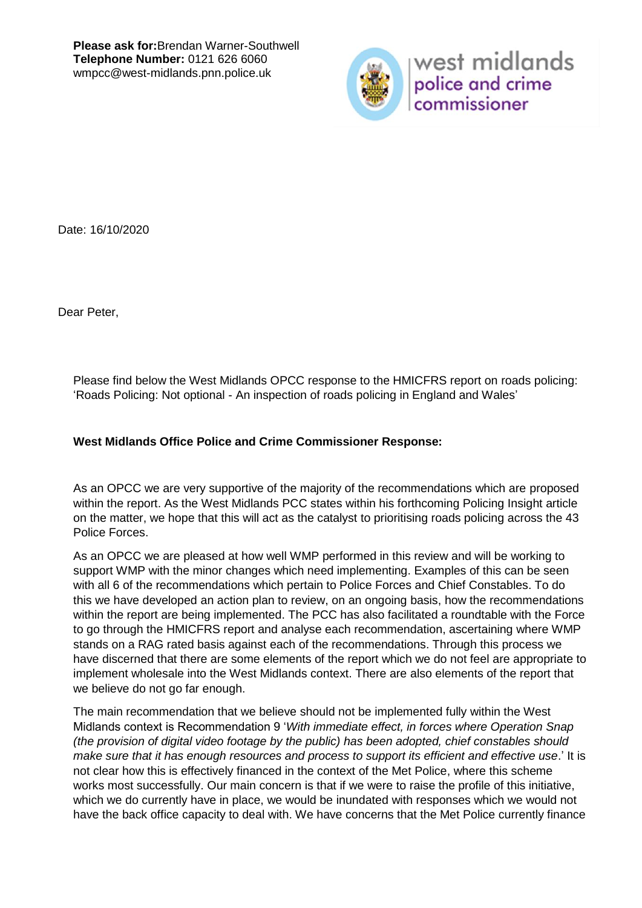**Please ask for:** Brendan Warner-Southwell
**Telephone Number:** 0121 626 6060
wmpcc@west-midlands.pnn.police.uk

west midlands police and crime commissioner

Date: 16/10/2020

Dear Peter,

Please find below the West Midlands OPCC response to the HMICFRS report on roads policing: 'Roads Policing: Not optional - An inspection of roads policing in England and Wales'

**West Midlands Office Police and Crime Commissioner Response:**

As an OPCC we are very supportive of the majority of the recommendations which are proposed within the report. As the West Midlands PCC states within his forthcoming Policing Insight article on the matter, we hope that this will act as the catalyst to prioritising roads policing across the 43 Police Forces.

As an OPCC we are pleased at how well WMP performed in this review and will be working to support WMP with the minor changes which need implementing. Examples of this can be seen with all 6 of the recommendations which pertain to Police Forces and Chief Constables. To do this we have developed an action plan to review, on an ongoing basis, how the recommendations within the report are being implemented. The PCC has also facilitated a roundtable with the Force to go through the HMICFRS report and analyse each recommendation, ascertaining where WMP stands on a RAG rated basis against each of the recommendations. Through this process we have discerned that there are some elements of the report which we do not feel are appropriate to implement wholesale into the West Midlands context. There are also elements of the report that we believe do not go far enough.

The main recommendation that we believe should not be implemented fully within the West Midlands context is Recommendation 9 '*With immediate effect, in forces where Operation Snap (the provision of digital video footage by the public) has been adopted, chief constables should make sure that it has enough resources and process to support its efficient and effective use*.' It is not clear how this is effectively financed in the context of the Met Police, where this scheme works most successfully. Our main concern is that if we were to raise the profile of this initiative, which we do currently have in place, we would be inundated with responses which we would not have the back office capacity to deal with. We have concerns that the Met Police currently finance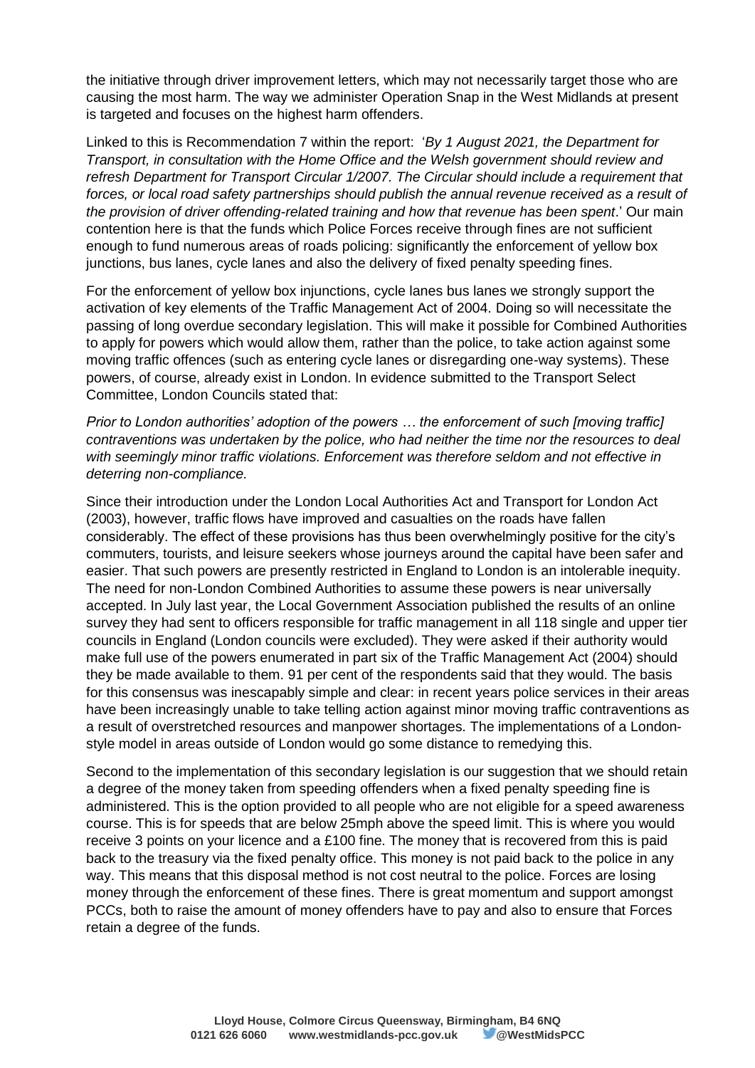the initiative through driver improvement letters, which may not necessarily target those who are causing the most harm. The way we administer Operation Snap in the West Midlands at present is targeted and focuses on the highest harm offenders.

Linked to this is Recommendation 7 within the report: '*By 1 August 2021, the Department for Transport, in consultation with the Home Office and the Welsh government should review and refresh Department for Transport Circular 1/2007. The Circular should include a requirement that forces, or local road safety partnerships should publish the annual revenue received as a result of the provision of driver offending-related training and how that revenue has been spent*.' Our main contention here is that the funds which Police Forces receive through fines are not sufficient enough to fund numerous areas of roads policing: significantly the enforcement of yellow box junctions, bus lanes, cycle lanes and also the delivery of fixed penalty speeding fines.

For the enforcement of yellow box injunctions, cycle lanes bus lanes we strongly support the activation of key elements of the Traffic Management Act of 2004. Doing so will necessitate the passing of long overdue secondary legislation. This will make it possible for Combined Authorities to apply for powers which would allow them, rather than the police, to take action against some moving traffic offences (such as entering cycle lanes or disregarding one-way systems). These powers, of course, already exist in London. In evidence submitted to the Transport Select Committee, London Councils stated that:

*Prior to London authorities' adoption of the powers … the enforcement of such [moving traffic] contraventions was undertaken by the police, who had neither the time nor the resources to deal with seemingly minor traffic violations. Enforcement was therefore seldom and not effective in deterring non-compliance.*

Since their introduction under the London Local Authorities Act and Transport for London Act (2003), however, traffic flows have improved and casualties on the roads have fallen considerably. The effect of these provisions has thus been overwhelmingly positive for the city's commuters, tourists, and leisure seekers whose journeys around the capital have been safer and easier. That such powers are presently restricted in England to London is an intolerable inequity. The need for non-London Combined Authorities to assume these powers is near universally accepted. In July last year, the Local Government Association published the results of an online survey they had sent to officers responsible for traffic management in all 118 single and upper tier councils in England (London councils were excluded). They were asked if their authority would make full use of the powers enumerated in part six of the Traffic Management Act (2004) should they be made available to them. 91 per cent of the respondents said that they would. The basis for this consensus was inescapably simple and clear: in recent years police services in their areas have been increasingly unable to take telling action against minor moving traffic contraventions as a result of overstretched resources and manpower shortages. The implementations of a London-style model in areas outside of London would go some distance to remedying this.

Second to the implementation of this secondary legislation is our suggestion that we should retain a degree of the money taken from speeding offenders when a fixed penalty speeding fine is administered. This is the option provided to all people who are not eligible for a speed awareness course. This is for speeds that are below 25mph above the speed limit. This is where you would receive 3 points on your licence and a £100 fine. The money that is recovered from this is paid back to the treasury via the fixed penalty office. This money is not paid back to the police in any way. This means that this disposal method is not cost neutral to the police. Forces are losing money through the enforcement of these fines. There is great momentum and support amongst PCCs, both to raise the amount of money offenders have to pay and also to ensure that Forces retain a degree of the funds.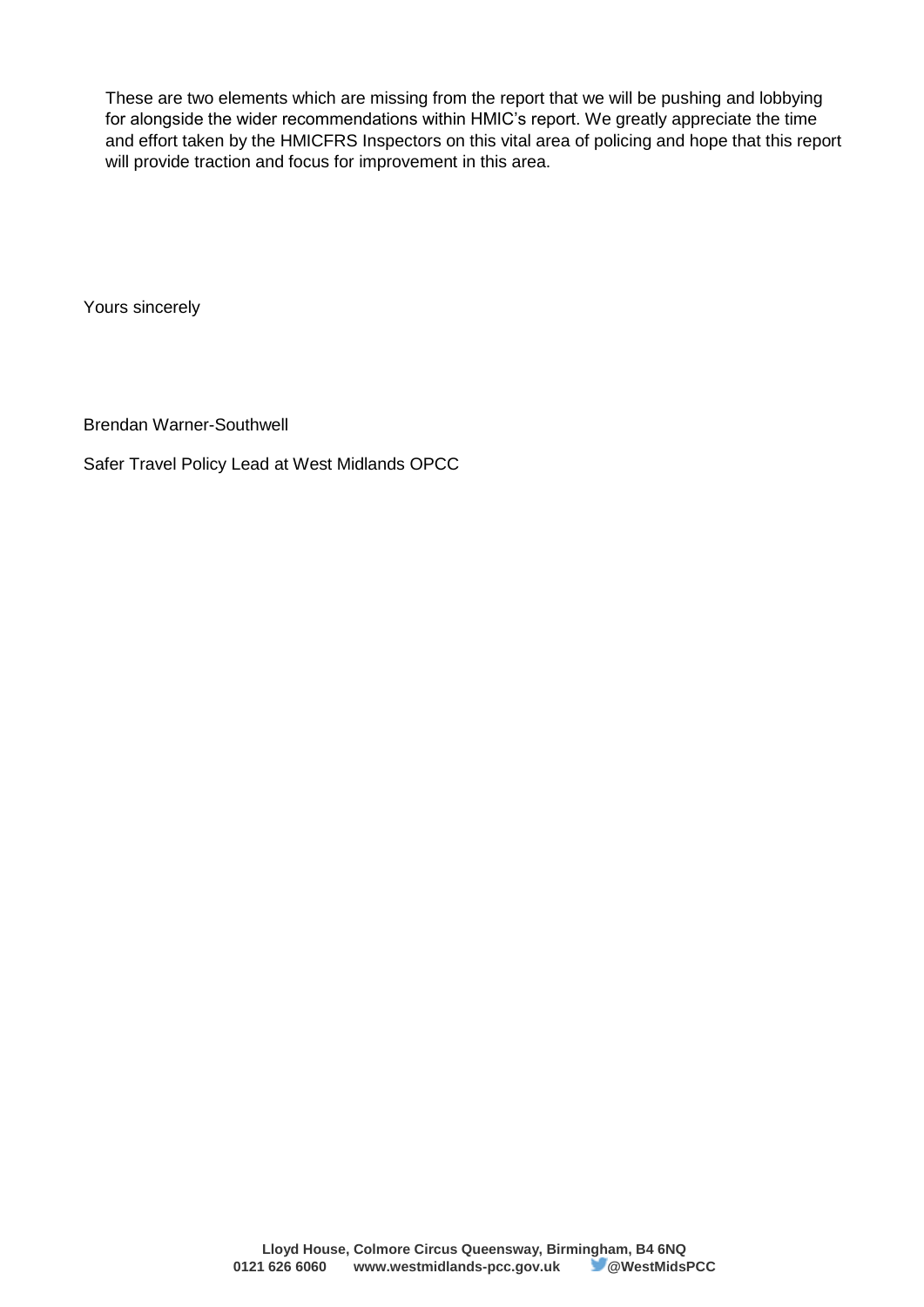These are two elements which are missing from the report that we will be pushing and lobbying for alongside the wider recommendations within HMIC's report. We greatly appreciate the time and effort taken by the HMICFRS Inspectors on this vital area of policing and hope that this report will provide traction and focus for improvement in this area.

Yours sincerely

Brendan Warner-Southwell

Safer Travel Policy Lead at West Midlands OPCC

**Lloyd House, Colmore Circus Queensway, Birmingham, B4 6NQ**
**0121 626 6060 www.westmidlands-pcc.gov.uk @WestMidsPCC**